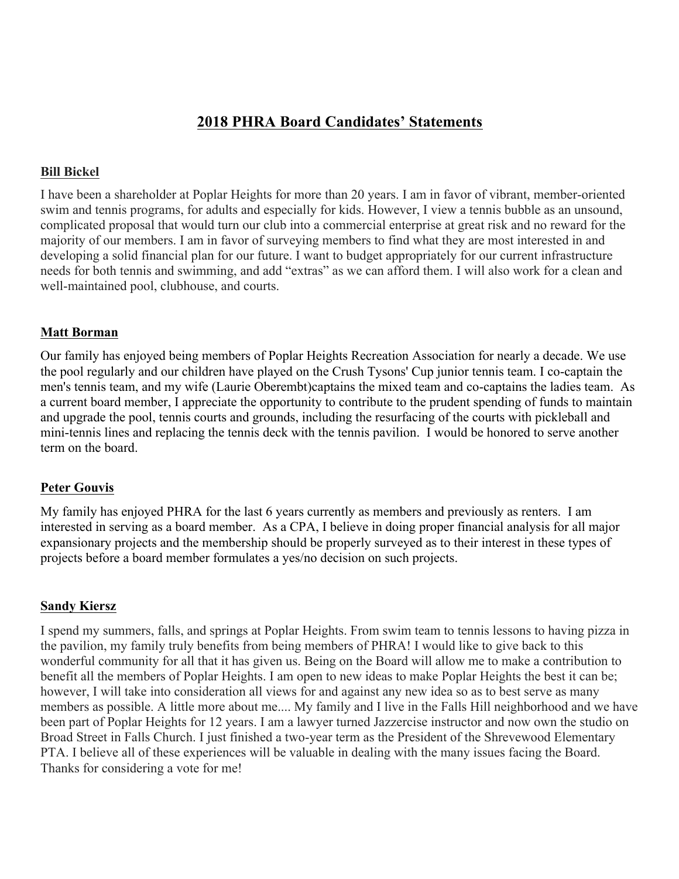# 2018 PHRA Board Candidates' Statements

## Bill Bickel

I have been a shareholder at Poplar Heights for more than 20 years. I am in favor of vibrant, member-oriented swim and tennis programs, for adults and especially for kids. However, I view a tennis bubble as an unsound, complicated proposal that would turn our club into a commercial enterprise at great risk and no reward for the majority of our members. I am in favor of surveying members to find what they are most interested in and developing a solid financial plan for our future. I want to budget appropriately for our current infrastructure needs for both tennis and swimming, and add "extras" as we can afford them. I will also work for a clean and well-maintained pool, clubhouse, and courts.

## Matt Borman

Our family has enjoyed being members of Poplar Heights Recreation Association for nearly a decade. We use the pool regularly and our children have played on the Crush Tysons' Cup junior tennis team. I co-captain the men's tennis team, and my wife (Laurie Oberembt)captains the mixed team and co-captains the ladies team. As a current board member, I appreciate the opportunity to contribute to the prudent spending of funds to maintain and upgrade the pool, tennis courts and grounds, including the resurfacing of the courts with pickleball and mini-tennis lines and replacing the tennis deck with the tennis pavilion. I would be honored to serve another term on the board.

## Peter Gouvis

My family has enjoyed PHRA for the last 6 years currently as members and previously as renters. I am interested in serving as a board member. As a CPA, I believe in doing proper financial analysis for all major expansionary projects and the membership should be properly surveyed as to their interest in these types of projects before a board member formulates a yes/no decision on such projects.

## Sandy Kiersz

I spend my summers, falls, and springs at Poplar Heights. From swim team to tennis lessons to having pizza in the pavilion, my family truly benefits from being members of PHRA! I would like to give back to this wonderful community for all that it has given us. Being on the Board will allow me to make a contribution to benefit all the members of Poplar Heights. I am open to new ideas to make Poplar Heights the best it can be; however, I will take into consideration all views for and against any new idea so as to best serve as many members as possible. A little more about me.... My family and I live in the Falls Hill neighborhood and we have been part of Poplar Heights for 12 years. I am a lawyer turned Jazzercise instructor and now own the studio on Broad Street in Falls Church. I just finished a two-year term as the President of the Shrevewood Elementary PTA. I believe all of these experiences will be valuable in dealing with the many issues facing the Board. Thanks for considering a vote for me!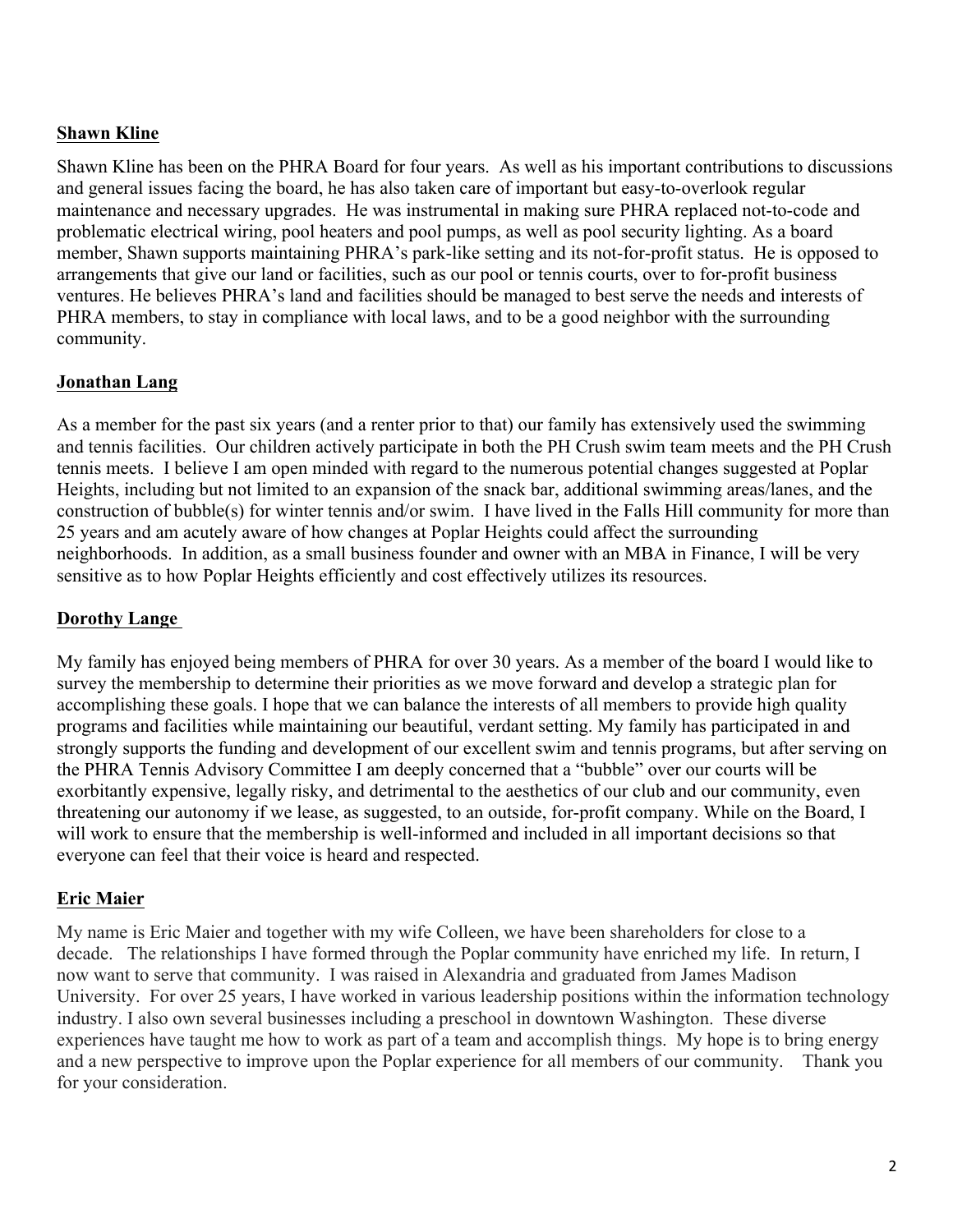**<u>Shawn Kline</u>**

Shawn Kline has been on the PHRA Board for four years. As well as his important contributions to discussions and general issues facing the board, he has also taken care of important but easy-to-overlook regular maintenance and necessary upgrades. He was instrumental in making sure PHRA replaced not-to-code and problematic electrical wiring, pool heaters and pool pumps, as well as pool security lighting. As a board member, Shawn supports maintaining PHRA's park-like setting and its not-for-profit status. He is opposed to arrangements that give our land or facilities, such as our pool or tennis courts, over to for-profit business ventures. He believes PHRA's land and facilities should be managed to best serve the needs and interests of PHRA members, to stay in compliance with local laws, and to be a good neighbor with the surrounding community.

**<u>Jonathan Lang</u>**

As a member for the past six years (and a renter prior to that) our family has extensively used the swimming and tennis facilities. Our children actively participate in both the PH Crush swim team meets and the PH Crush tennis meets. I believe I am open minded with regard to the numerous potential changes suggested at Poplar Heights, including but not limited to an expansion of the snack bar, additional swimming areas/lanes, and the construction of bubble(s) for winter tennis and/or swim. I have lived in the Falls Hill community for more than 25 years and am acutely aware of how changes at Poplar Heights could affect the surrounding neighborhoods. In addition, as a small business founder and owner with an MBA in Finance, I will be very sensitive as to how Poplar Heights efficiently and cost effectively utilizes its resources.

**<u>Dorothy Lange</u>**

My family has enjoyed being members of PHRA for over 30 years. As a member of the board I would like to survey the membership to determine their priorities as we move forward and develop a strategic plan for accomplishing these goals. I hope that we can balance the interests of all members to provide high quality programs and facilities while maintaining our beautiful, verdant setting. My family has participated in and strongly supports the funding and development of our excellent swim and tennis programs, but after serving on the PHRA Tennis Advisory Committee I am deeply concerned that a "bubble" over our courts will be exorbitantly expensive, legally risky, and detrimental to the aesthetics of our club and our community, even threatening our autonomy if we lease, as suggested, to an outside, for-profit company. While on the Board, I will work to ensure that the membership is well-informed and included in all important decisions so that everyone can feel that their voice is heard and respected.

**<u>Eric Maier</u>**

My name is Eric Maier and together with my wife Colleen, we have been shareholders for close to a decade. The relationships I have formed through the Poplar community have enriched my life. In return, I now want to serve that community. I was raised in Alexandria and graduated from James Madison University. For over 25 years, I have worked in various leadership positions within the information technology industry. I also own several businesses including a preschool in downtown Washington. These diverse experiences have taught me how to work as part of a team and accomplish things. My hope is to bring energy and a new perspective to improve upon the Poplar experience for all members of our community. Thank you for your consideration.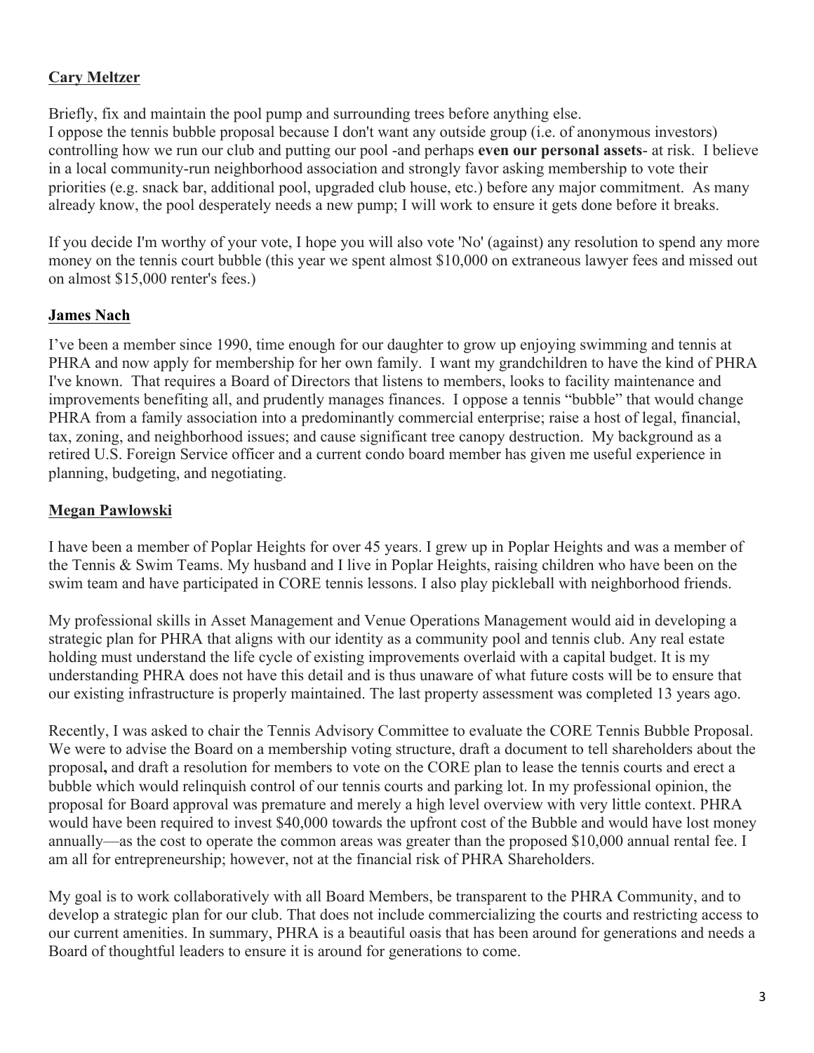**Cary Meltzer**

Briefly, fix and maintain the pool pump and surrounding trees before anything else.
I oppose the tennis bubble proposal because I don't want any outside group (i.e. of anonymous investors) controlling how we run our club and putting our pool -and perhaps **even our personal assets**- at risk. I believe in a local community-run neighborhood association and strongly favor asking membership to vote their priorities (e.g. snack bar, additional pool, upgraded club house, etc.) before any major commitment. As many already know, the pool desperately needs a new pump; I will work to ensure it gets done before it breaks.

If you decide I'm worthy of your vote, I hope you will also vote 'No' (against) any resolution to spend any more money on the tennis court bubble (this year we spent almost $10,000 on extraneous lawyer fees and missed out on almost $15,000 renter's fees.)

**James Nach**

I've been a member since 1990, time enough for our daughter to grow up enjoying swimming and tennis at PHRA and now apply for membership for her own family. I want my grandchildren to have the kind of PHRA I've known. That requires a Board of Directors that listens to members, looks to facility maintenance and improvements benefiting all, and prudently manages finances. I oppose a tennis "bubble" that would change PHRA from a family association into a predominantly commercial enterprise; raise a host of legal, financial, tax, zoning, and neighborhood issues; and cause significant tree canopy destruction. My background as a retired U.S. Foreign Service officer and a current condo board member has given me useful experience in planning, budgeting, and negotiating.

**Megan Pawlowski**

I have been a member of Poplar Heights for over 45 years. I grew up in Poplar Heights and was a member of the Tennis & Swim Teams. My husband and I live in Poplar Heights, raising children who have been on the swim team and have participated in CORE tennis lessons. I also play pickleball with neighborhood friends.

My professional skills in Asset Management and Venue Operations Management would aid in developing a strategic plan for PHRA that aligns with our identity as a community pool and tennis club. Any real estate holding must understand the life cycle of existing improvements overlaid with a capital budget. It is my understanding PHRA does not have this detail and is thus unaware of what future costs will be to ensure that our existing infrastructure is properly maintained. The last property assessment was completed 13 years ago.

Recently, I was asked to chair the Tennis Advisory Committee to evaluate the CORE Tennis Bubble Proposal. We were to advise the Board on a membership voting structure, draft a document to tell shareholders about the proposal**,** and draft a resolution for members to vote on the CORE plan to lease the tennis courts and erect a bubble which would relinquish control of our tennis courts and parking lot. In my professional opinion, the proposal for Board approval was premature and merely a high level overview with very little context. PHRA would have been required to invest $40,000 towards the upfront cost of the Bubble and would have lost money annually—as the cost to operate the common areas was greater than the proposed $10,000 annual rental fee. I am all for entrepreneurship; however, not at the financial risk of PHRA Shareholders.

My goal is to work collaboratively with all Board Members, be transparent to the PHRA Community, and to develop a strategic plan for our club. That does not include commercializing the courts and restricting access to our current amenities. In summary, PHRA is a beautiful oasis that has been around for generations and needs a Board of thoughtful leaders to ensure it is around for generations to come.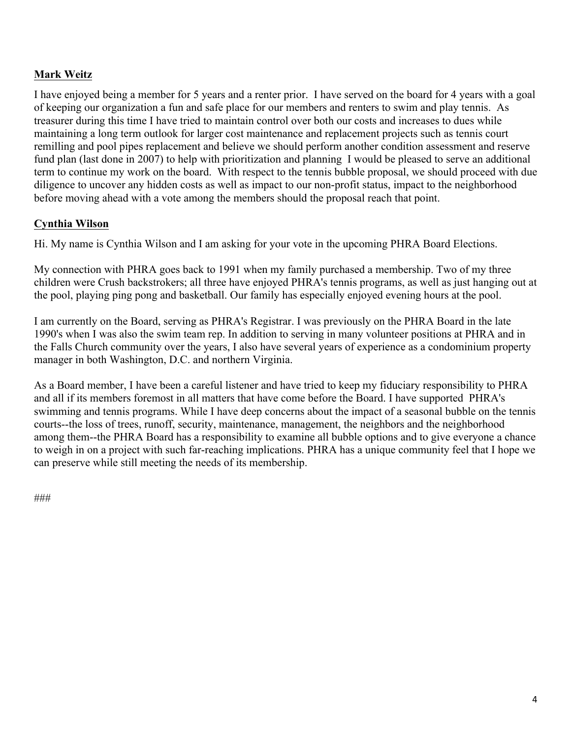**Mark Weitz**

I have enjoyed being a member for 5 years and a renter prior. I have served on the board for 4 years with a goal of keeping our organization a fun and safe place for our members and renters to swim and play tennis. As treasurer during this time I have tried to maintain control over both our costs and increases to dues while maintaining a long term outlook for larger cost maintenance and replacement projects such as tennis court remilling and pool pipes replacement and believe we should perform another condition assessment and reserve fund plan (last done in 2007) to help with prioritization and planning I would be pleased to serve an additional term to continue my work on the board. With respect to the tennis bubble proposal, we should proceed with due diligence to uncover any hidden costs as well as impact to our non-profit status, impact to the neighborhood before moving ahead with a vote among the members should the proposal reach that point.

**Cynthia Wilson**

Hi. My name is Cynthia Wilson and I am asking for your vote in the upcoming PHRA Board Elections.

My connection with PHRA goes back to 1991 when my family purchased a membership. Two of my three children were Crush backstrokers; all three have enjoyed PHRA's tennis programs, as well as just hanging out at the pool, playing ping pong and basketball. Our family has especially enjoyed evening hours at the pool.

I am currently on the Board, serving as PHRA's Registrar. I was previously on the PHRA Board in the late 1990's when I was also the swim team rep. In addition to serving in many volunteer positions at PHRA and in the Falls Church community over the years, I also have several years of experience as a condominium property manager in both Washington, D.C. and northern Virginia.

As a Board member, I have been a careful listener and have tried to keep my fiduciary responsibility to PHRA and all if its members foremost in all matters that have come before the Board. I have supported PHRA's swimming and tennis programs. While I have deep concerns about the impact of a seasonal bubble on the tennis courts--the loss of trees, runoff, security, maintenance, management, the neighbors and the neighborhood among them--the PHRA Board has a responsibility to examine all bubble options and to give everyone a chance to weigh in on a project with such far-reaching implications. PHRA has a unique community feel that I hope we can preserve while still meeting the needs of its membership.

###